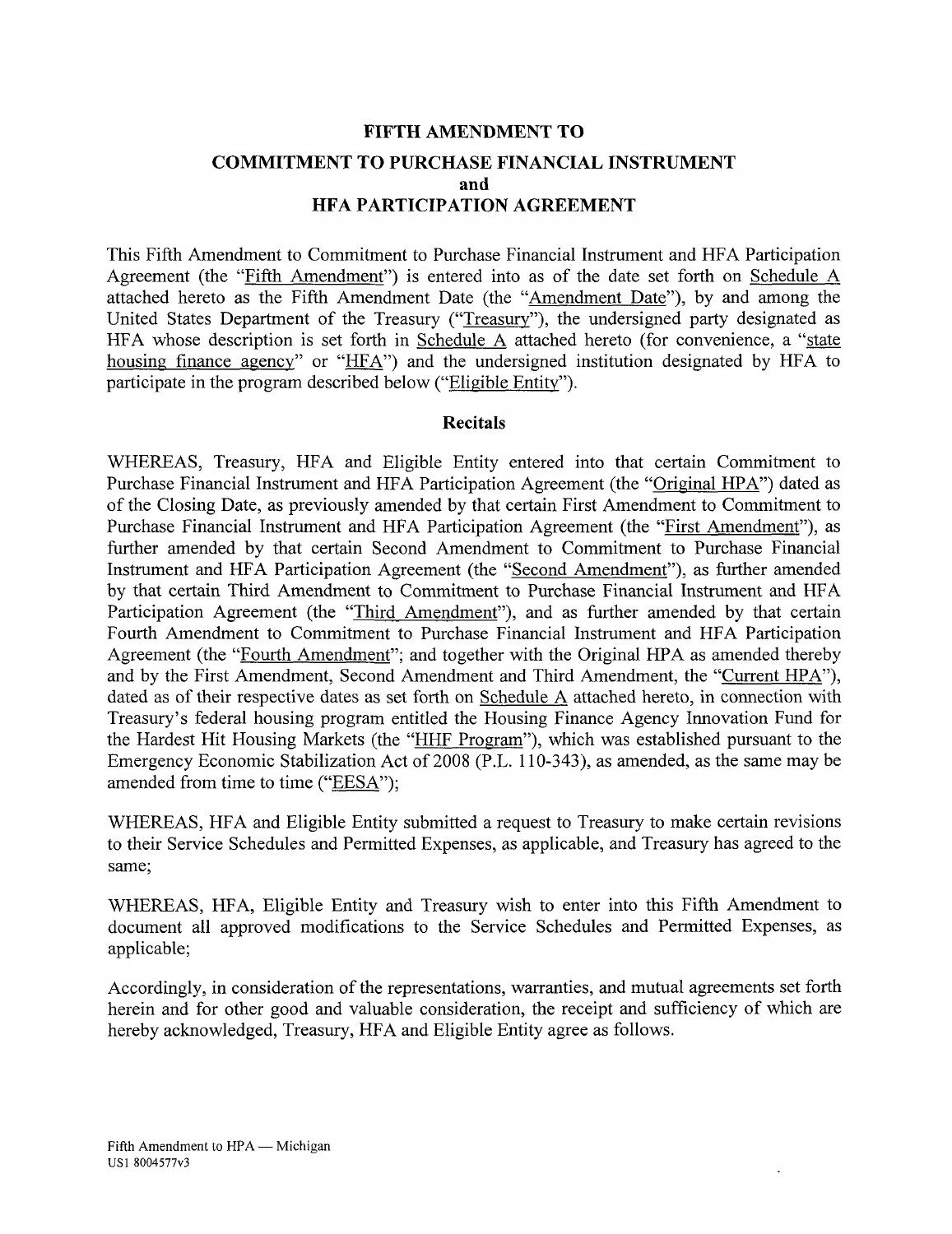# FIFTH AMENDMENT TO
# COMMITMENT TO PURCHASE FINANCIAL INSTRUMENT
# and
# HFA PARTICIPATION AGREEMENT

This Fifth Amendment to Commitment to Purchase Financial Instrument and HFA Participation Agreement (the "Fifth Amendment") is entered into as of the date set forth on Schedule A attached hereto as the Fifth Amendment Date (the "Amendment Date"), by and among the United States Department of the Treasury ("Treasury"), the undersigned party designated as HFA whose description is set forth in Schedule A attached hereto (for convenience, a "state housing finance agency" or "HFA") and the undersigned institution designated by HFA to participate in the program described below ("Eligible Entity").

## Recitals

WHEREAS, Treasury, HFA and Eligible Entity entered into that certain Commitment to Purchase Financial Instrument and HFA Participation Agreement (the "Original HPA") dated as of the Closing Date, as previously amended by that certain First Amendment to Commitment to Purchase Financial Instrument and HFA Participation Agreement (the "First Amendment"), as further amended by that certain Second Amendment to Commitment to Purchase Financial Instrument and HFA Participation Agreement (the "Second Amendment"), as further amended by that certain Third Amendment to Commitment to Purchase Financial Instrument and HFA Participation Agreement (the "Third Amendment"), and as further amended by that certain Fourth Amendment to Commitment to Purchase Financial Instrument and HFA Participation Agreement (the "Fourth Amendment"; and together with the Original HPA as amended thereby and by the First Amendment, Second Amendment and Third Amendment, the "Current HPA"), dated as of their respective dates as set forth on Schedule A attached hereto, in connection with Treasury's federal housing program entitled the Housing Finance Agency Innovation Fund for the Hardest Hit Housing Markets (the "HHF Program"), which was established pursuant to the Emergency Economic Stabilization Act of 2008 (P.L. 110-343), as amended, as the same may be amended from time to time ("EESA");

WHEREAS, HFA and Eligible Entity submitted a request to Treasury to make certain revisions to their Service Schedules and Permitted Expenses, as applicable, and Treasury has agreed to the same;

WHEREAS, HFA, Eligible Entity and Treasury wish to enter into this Fifth Amendment to document all approved modifications to the Service Schedules and Permitted Expenses, as applicable;

Accordingly, in consideration of the representations, warranties, and mutual agreements set forth herein and for other good and valuable consideration, the receipt and sufficiency of which are hereby acknowledged, Treasury, HFA and Eligible Entity agree as follows.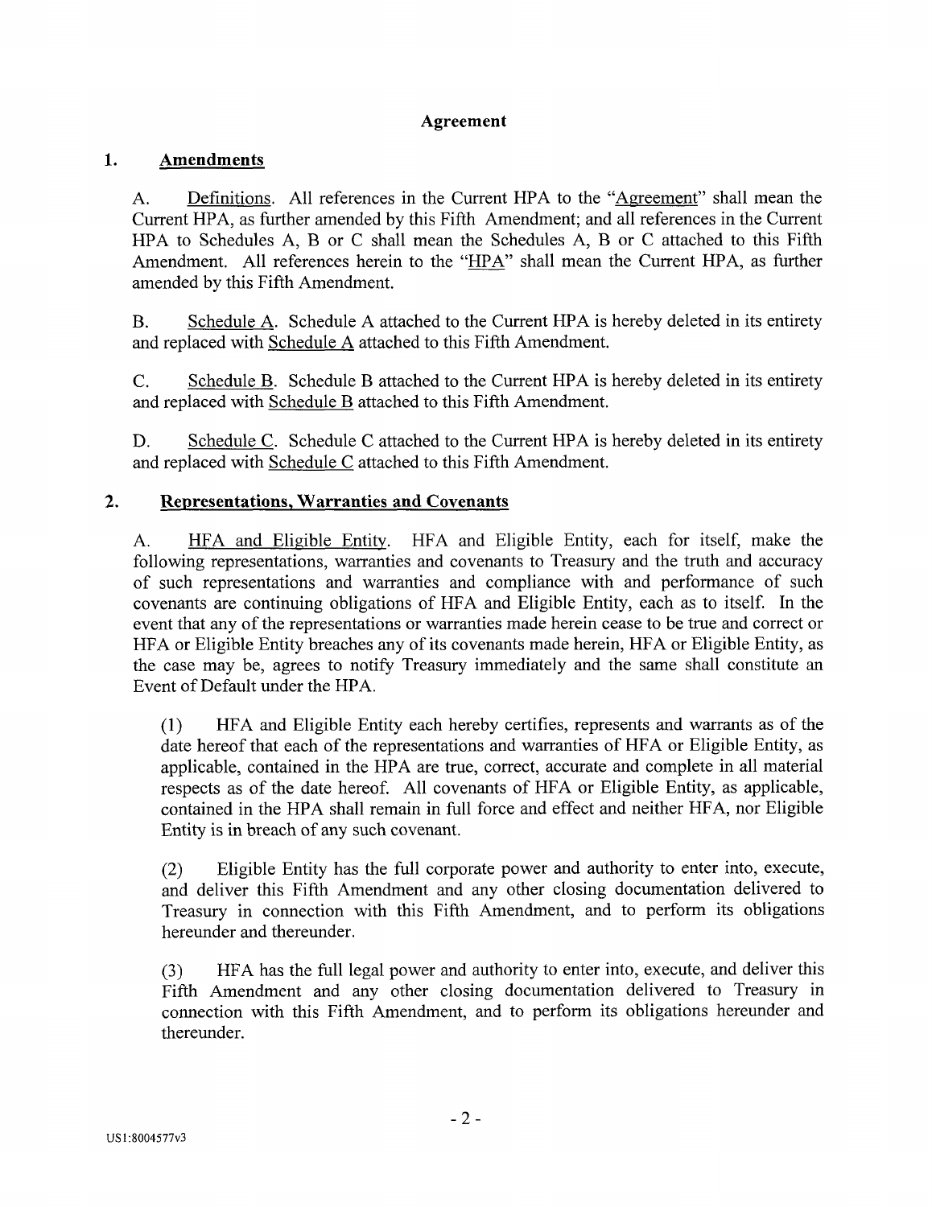## Agreement

### 1. Amendments

A. Definitions. All references in the Current HPA to the "Agreement" shall mean the Current HPA, as further amended by this Fifth Amendment; and all references in the Current HPA to Schedules A, B or C shall mean the Schedules A, B or C attached to this Fifth Amendment. All references herein to the "HPA" shall mean the Current HPA, as further amended by this Fifth Amendment.

B. Schedule A. Schedule A attached to the Current HPA is hereby deleted in its entirety and replaced with Schedule A attached to this Fifth Amendment.

C. Schedule B. Schedule B attached to the Current HPA is hereby deleted in its entirety and replaced with Schedule B attached to this Fifth Amendment.

D. Schedule C. Schedule C attached to the Current HPA is hereby deleted in its entirety and replaced with Schedule C attached to this Fifth Amendment.

### 2. Representations, Warranties and Covenants

A. HFA and Eligible Entity. HFA and Eligible Entity, each for itself, make the following representations, warranties and covenants to Treasury and the truth and accuracy of such representations and warranties and compliance with and performance of such covenants are continuing obligations of HFA and Eligible Entity, each as to itself. In the event that any of the representations or warranties made herein cease to be true and correct or HFA or Eligible Entity breaches any of its covenants made herein, HFA or Eligible Entity, as the case may be, agrees to notify Treasury immediately and the same shall constitute an Event of Default under the HPA.

(1) HFA and Eligible Entity each hereby certifies, represents and warrants as of the date hereof that each of the representations and warranties of HFA or Eligible Entity, as applicable, contained in the HPA are true, correct, accurate and complete in all material respects as of the date hereof. All covenants of HFA or Eligible Entity, as applicable, contained in the HPA shall remain in full force and effect and neither HFA, nor Eligible Entity is in breach of any such covenant.

(2) Eligible Entity has the full corporate power and authority to enter into, execute, and deliver this Fifth Amendment and any other closing documentation delivered to Treasury in connection with this Fifth Amendment, and to perform its obligations hereunder and thereunder.

(3) HFA has the full legal power and authority to enter into, execute, and deliver this Fifth Amendment and any other closing documentation delivered to Treasury in connection with this Fifth Amendment, and to perform its obligations hereunder and thereunder.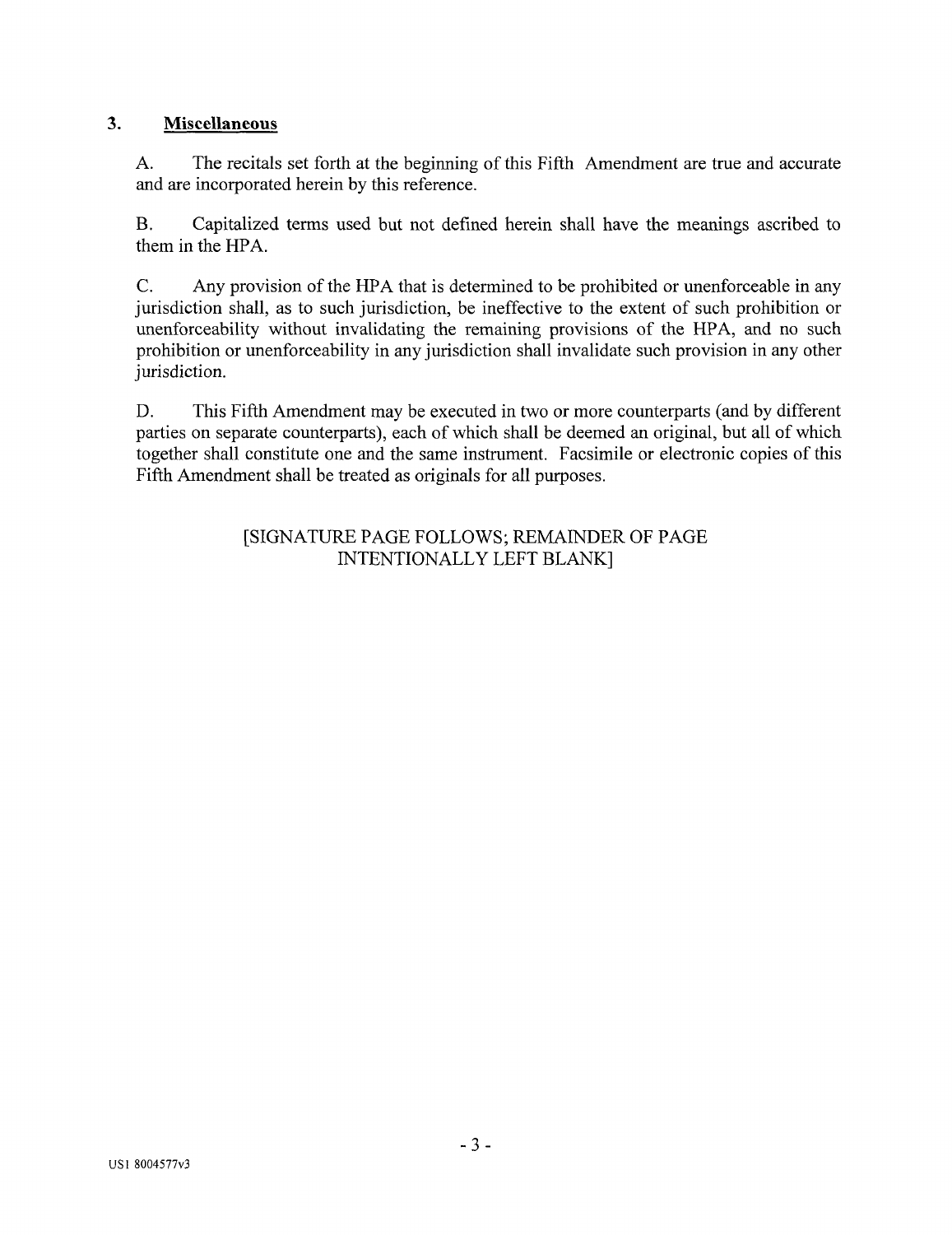## 3. **Miscellaneous**

A. The recitals set forth at the beginning of this Fifth Amendment are true and accurate and are incorporated herein by this reference.

B. Capitalized terms used but not defined herein shall have the meanings ascribed to them in the HPA.

C. Any provision of the HPA that is determined to be prohibited or unenforceable in any jurisdiction shall, as to such jurisdiction, be ineffective to the extent of such prohibition or unenforceability without invalidating the remaining provisions of the HPA, and no such prohibition or unenforceability in any jurisdiction shall invalidate such provision in any other jurisdiction.

D. This Fifth Amendment may be executed in two or more counterparts (and by different parties on separate counterparts), each of which shall be deemed an original, but all of which together shall constitute one and the same instrument. Facsimile or electronic copies of this Fifth Amendment shall be treated as originals for all purposes.

[SIGNATURE PAGE FOLLOWS; REMAINDER OF PAGE INTENTIONALLY LEFT BLANK]

US1 8004577v3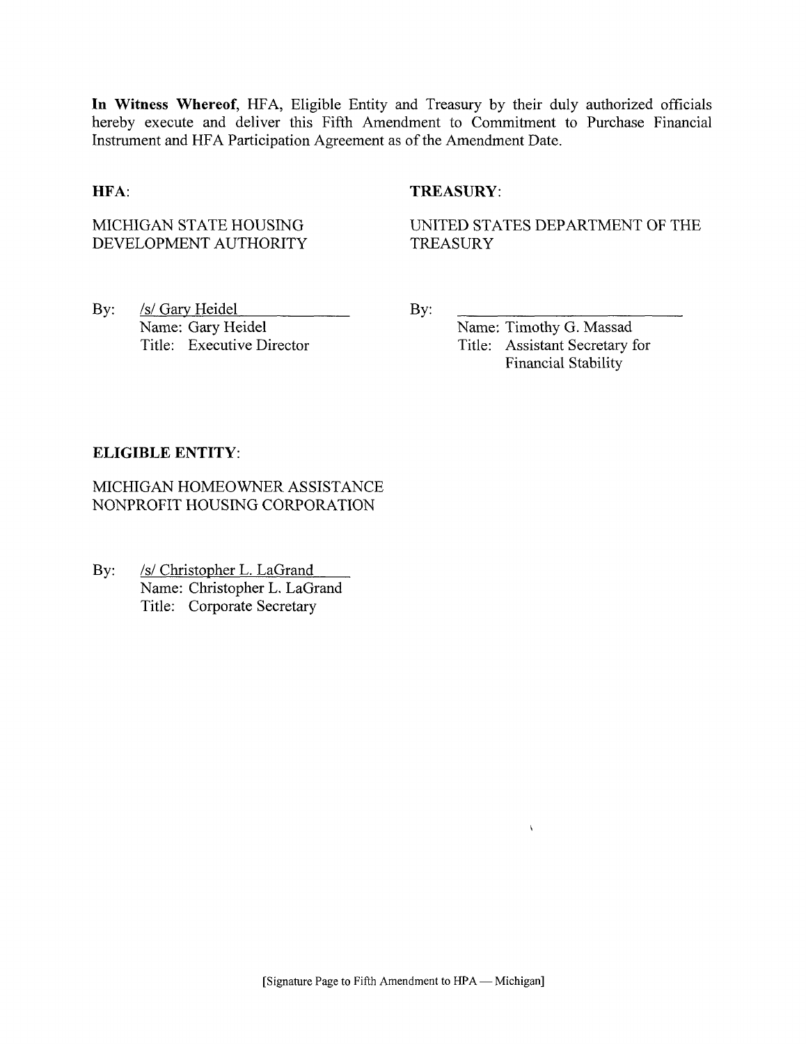**In Witness Whereof**, HFA, Eligible Entity and Treasury by their duly authorized officials hereby execute and deliver this Fifth Amendment to Commitment to Purchase Financial Instrument and HFA Participation Agreement as of the Amendment Date.

**HFA**:

MICHIGAN STATE HOUSING DEVELOPMENT AUTHORITY

By: /s/ Gary Heidel
Name: Gary Heidel
Title: Executive Director

**TREASURY**:

UNITED STATES DEPARTMENT OF THE TREASURY

By: ____________________
Name: Timothy G. Massad
Title: Assistant Secretary for Financial Stability

**ELIGIBLE ENTITY**:

MICHIGAN HOMEOWNER ASSISTANCE NONPROFIT HOUSING CORPORATION

By: /s/ Christopher L. LaGrand
Name: Christopher L. LaGrand
Title: Corporate Secretary

[Signature Page to Fifth Amendment to HPA — Michigan]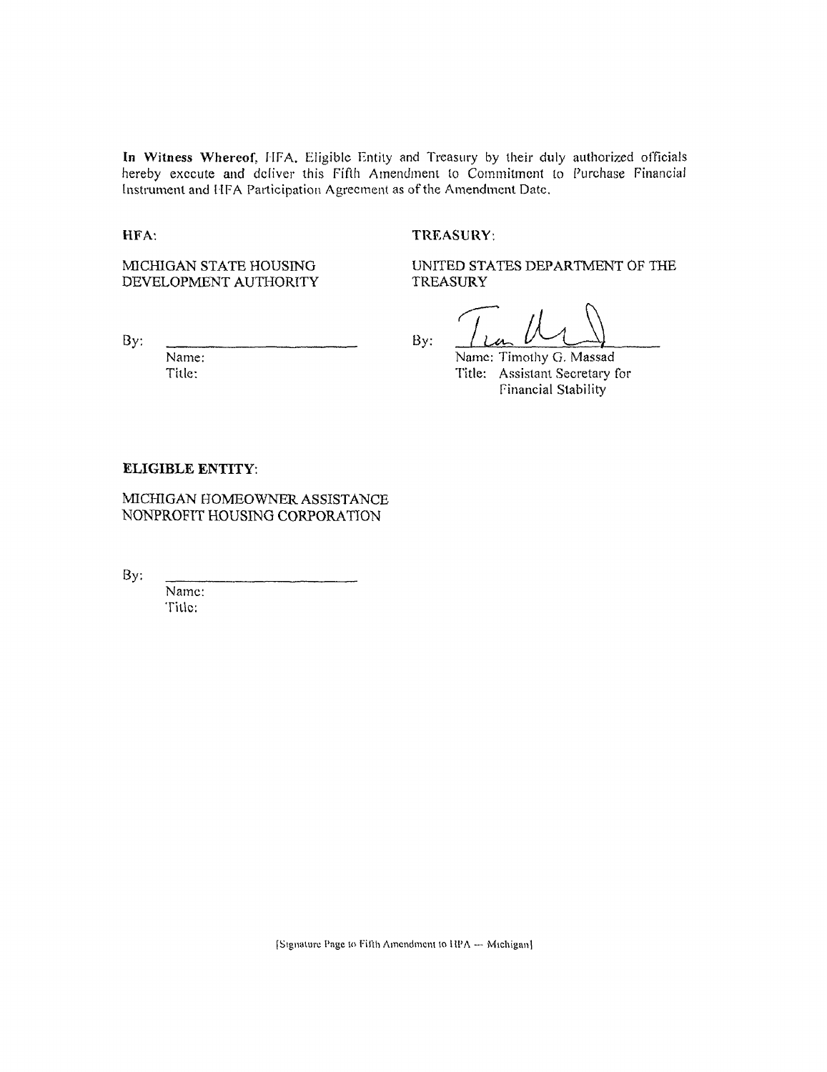**In Witness Whereof**, HFA, Eligible Entity and Treasury by their duly authorized officials hereby execute and deliver this Fifth Amendment to Commitment to Purchase Financial Instrument and HFA Participation Agreement as of the Amendment Date.

**HFA**:

MICHIGAN STATE HOUSING DEVELOPMENT AUTHORITY

By: \_\_\_\_\_\_\_\_\_\_\_\_\_\_\_\_\_\_\_\_\_\_\_\_
Name:
Title:

**TREASURY**:

UNITED STATES DEPARTMENT OF THE TREASURY

By: \_\_\_\_\_\_\_\_\_\_\_\_\_\_\_\_\_\_\_\_\_\_\_\_
Name: Timothy G. Massad
Title: Assistant Secretary for Financial Stability

**ELIGIBLE ENTITY**:

MICHIGAN HOMEOWNER ASSISTANCE NONPROFIT HOUSING CORPORATION

By: \_\_\_\_\_\_\_\_\_\_\_\_\_\_\_\_\_\_\_\_\_\_\_\_
Name:
Title:

[Signature Page to Fifth Amendment to HPA — Michigan]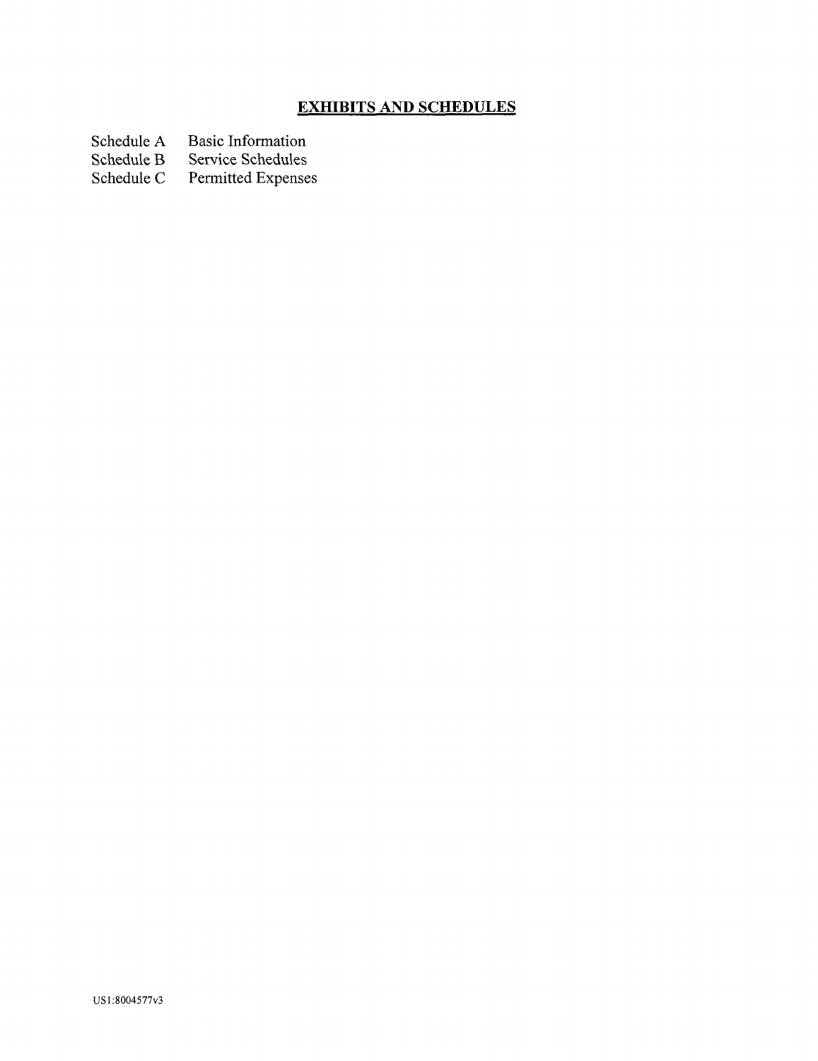## EXHIBITS AND SCHEDULES

| | |
|---|---|
| Schedule A | Basic Information |
| Schedule B | Service Schedules |
| Schedule C | Permitted Expenses |

US1:8004577v3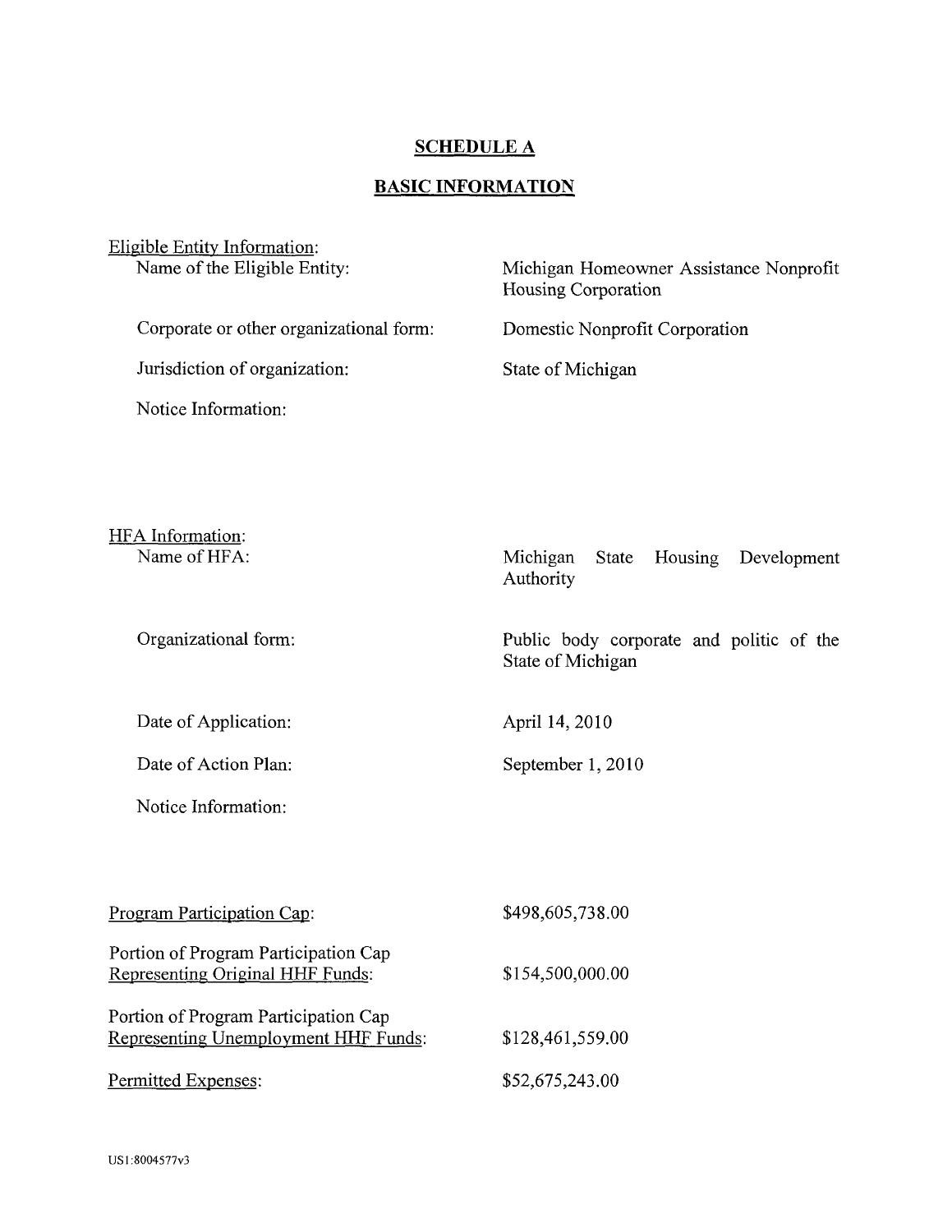# SCHEDULE A

## BASIC INFORMATION

Eligible Entity Information:

| | |
|---|---|
| Name of the Eligible Entity: | Michigan Homeowner Assistance Nonprofit Housing Corporation |
| Corporate or other organizational form: | Domestic Nonprofit Corporation |
| Jurisdiction of organization: | State of Michigan |
| Notice Information: | |

HFA Information:

| | |
|---|---|
| Name of HFA: | Michigan State Housing Development Authority |
| Organizational form: | Public body corporate and politic of the State of Michigan |
| Date of Application: | April 14, 2010 |
| Date of Action Plan: | September 1, 2010 |
| Notice Information: | |

| | |
|---|---|
| Program Participation Cap: | $498,605,738.00 |
| Portion of Program Participation Cap Representing Original HHF Funds: | $154,500,000.00 |
| Portion of Program Participation Cap Representing Unemployment HHF Funds: | $128,461,559.00 |
| Permitted Expenses: | $52,675,243.00 |

US1:8004577v3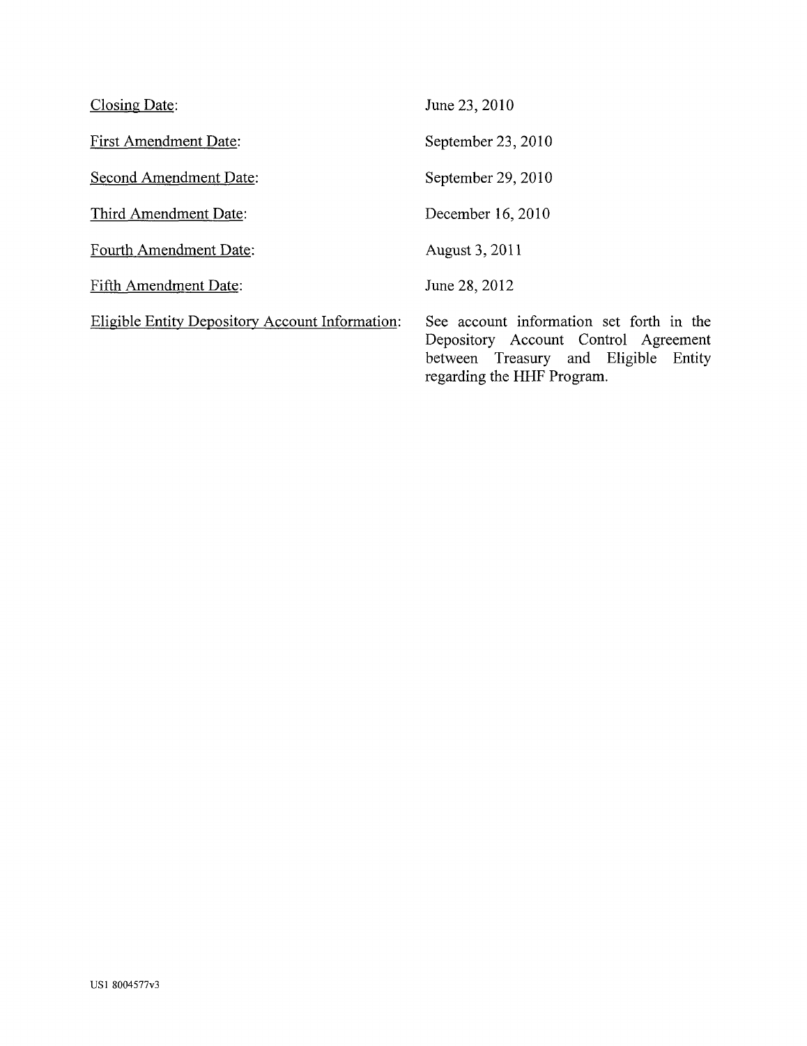| | |
|---|---|
| Closing Date: | June 23, 2010 |
| First Amendment Date: | September 23, 2010 |
| Second Amendment Date: | September 29, 2010 |
| Third Amendment Date: | December 16, 2010 |
| Fourth Amendment Date: | August 3, 2011 |
| Fifth Amendment Date: | June 28, 2012 |
| Eligible Entity Depository Account Information: | See account information set forth in the Depository Account Control Agreement between Treasury and Eligible Entity regarding the HHF Program. |

US1 8004577v3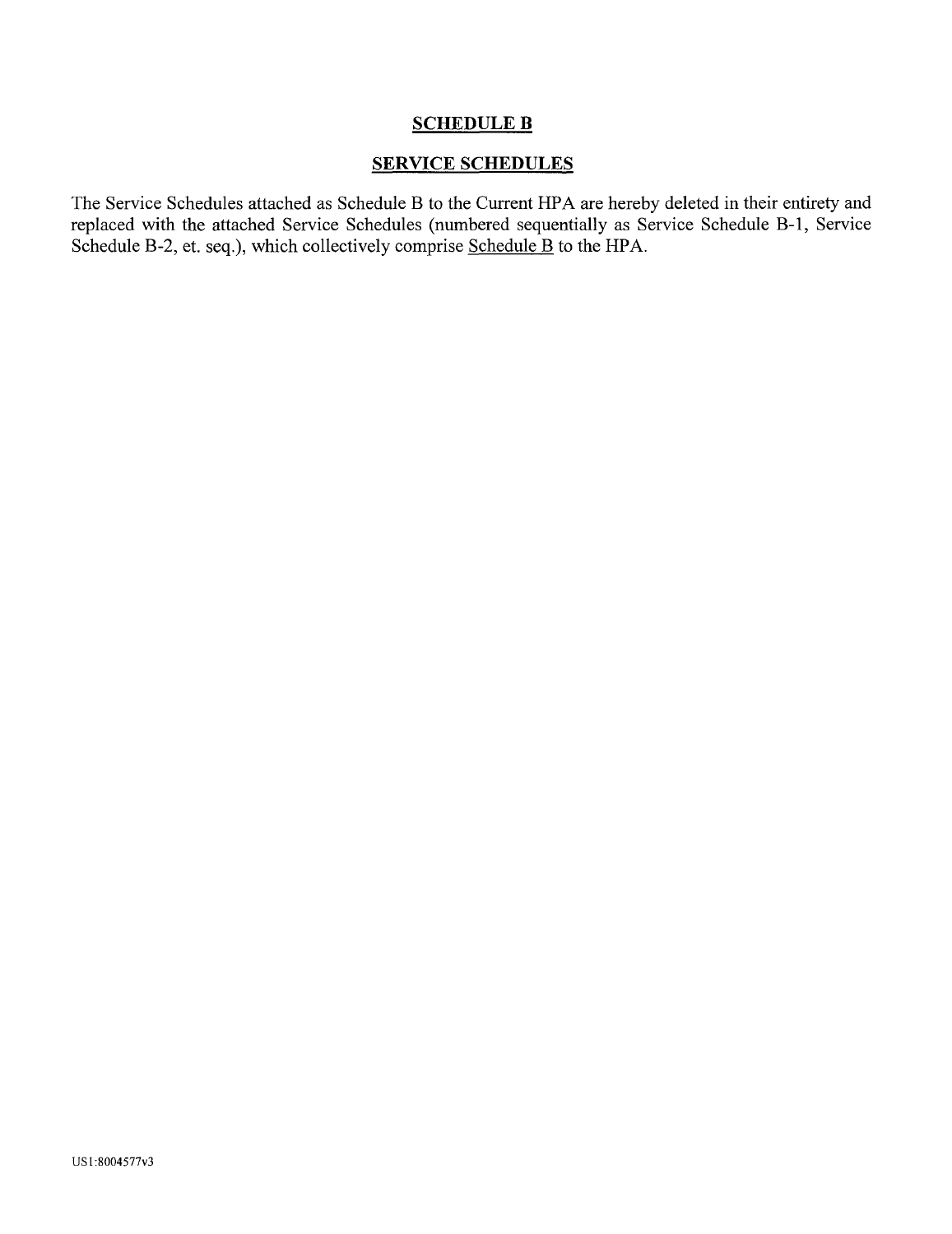# SCHEDULE B

## SERVICE SCHEDULES

The Service Schedules attached as Schedule B to the Current HPA are hereby deleted in their entirety and replaced with the attached Service Schedules (numbered sequentially as Service Schedule B-1, Service Schedule B-2, et. seq.), which collectively comprise Schedule B to the HPA.

US1:8004577v3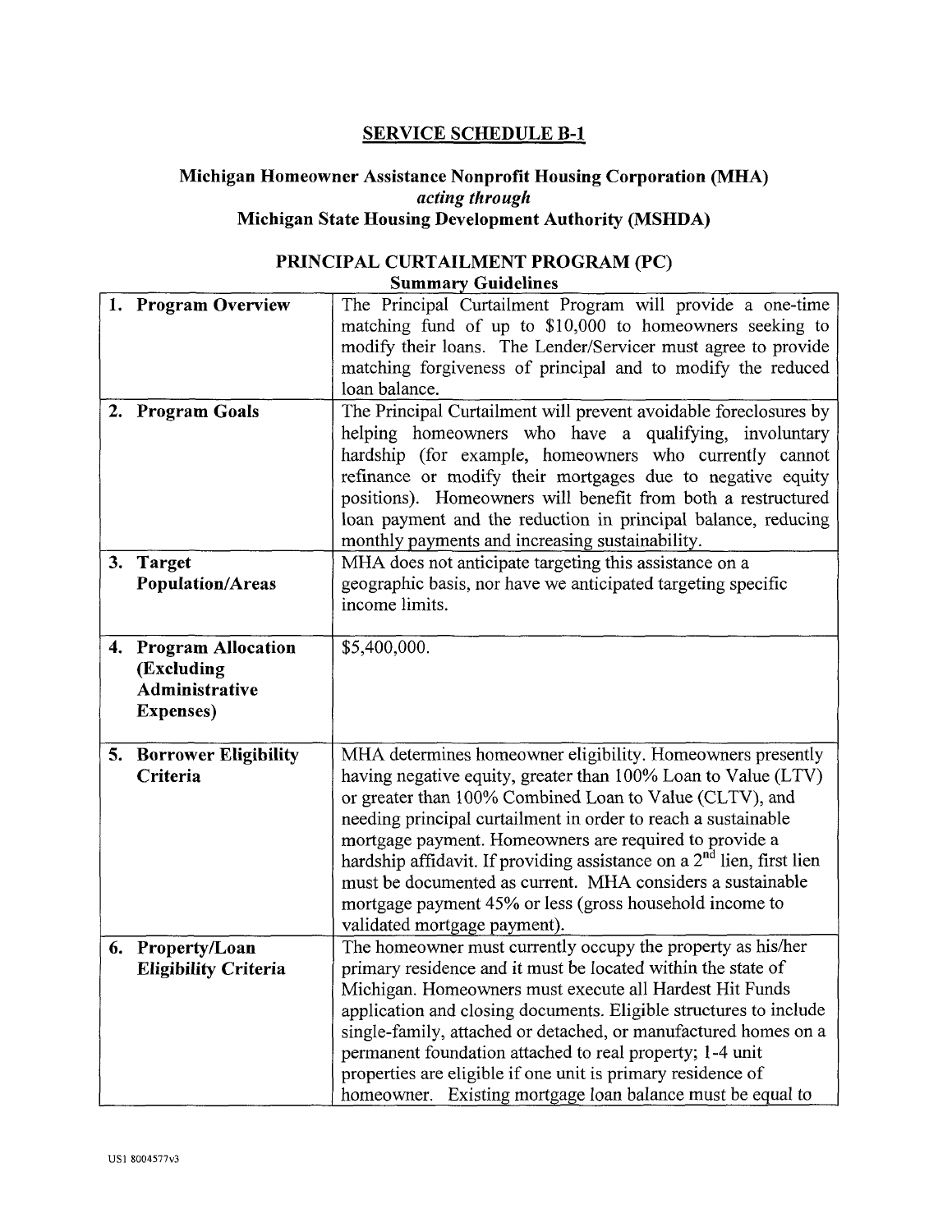## SERVICE SCHEDULE B-1

### Michigan Homeowner Assistance Nonprofit Housing Corporation (MHA)
*acting through*
### Michigan State Housing Development Authority (MSHDA)

### PRINCIPAL CURTAILMENT PROGRAM (PC)
**Summary Guidelines**

| | |
|---|---|
| **1. Program Overview** | The Principal Curtailment Program will provide a one-time matching fund of up to $10,000 to homeowners seeking to modify their loans. The Lender/Servicer must agree to provide matching forgiveness of principal and to modify the reduced loan balance. |
| **2. Program Goals** | The Principal Curtailment will prevent avoidable foreclosures by helping homeowners who have a qualifying, involuntary hardship (for example, homeowners who currently cannot refinance or modify their mortgages due to negative equity positions). Homeowners will benefit from both a restructured loan payment and the reduction in principal balance, reducing monthly payments and increasing sustainability. |
| **3. Target Population/Areas** | MHA does not anticipate targeting this assistance on a geographic basis, nor have we anticipated targeting specific income limits. |
| **4. Program Allocation (Excluding Administrative Expenses)** | $5,400,000. |
| **5. Borrower Eligibility Criteria** | MHA determines homeowner eligibility. Homeowners presently having negative equity, greater than 100% Loan to Value (LTV) or greater than 100% Combined Loan to Value (CLTV), and needing principal curtailment in order to reach a sustainable mortgage payment. Homeowners are required to provide a hardship affidavit. If providing assistance on a 2nd lien, first lien must be documented as current. MHA considers a sustainable mortgage payment 45% or less (gross household income to validated mortgage payment). |
| **6. Property/Loan Eligibility Criteria** | The homeowner must currently occupy the property as his/her primary residence and it must be located within the state of Michigan. Homeowners must execute all Hardest Hit Funds application and closing documents. Eligible structures to include single-family, attached or detached, or manufactured homes on a permanent foundation attached to real property; 1-4 unit properties are eligible if one unit is primary residence of homeowner. Existing mortgage loan balance must be equal to |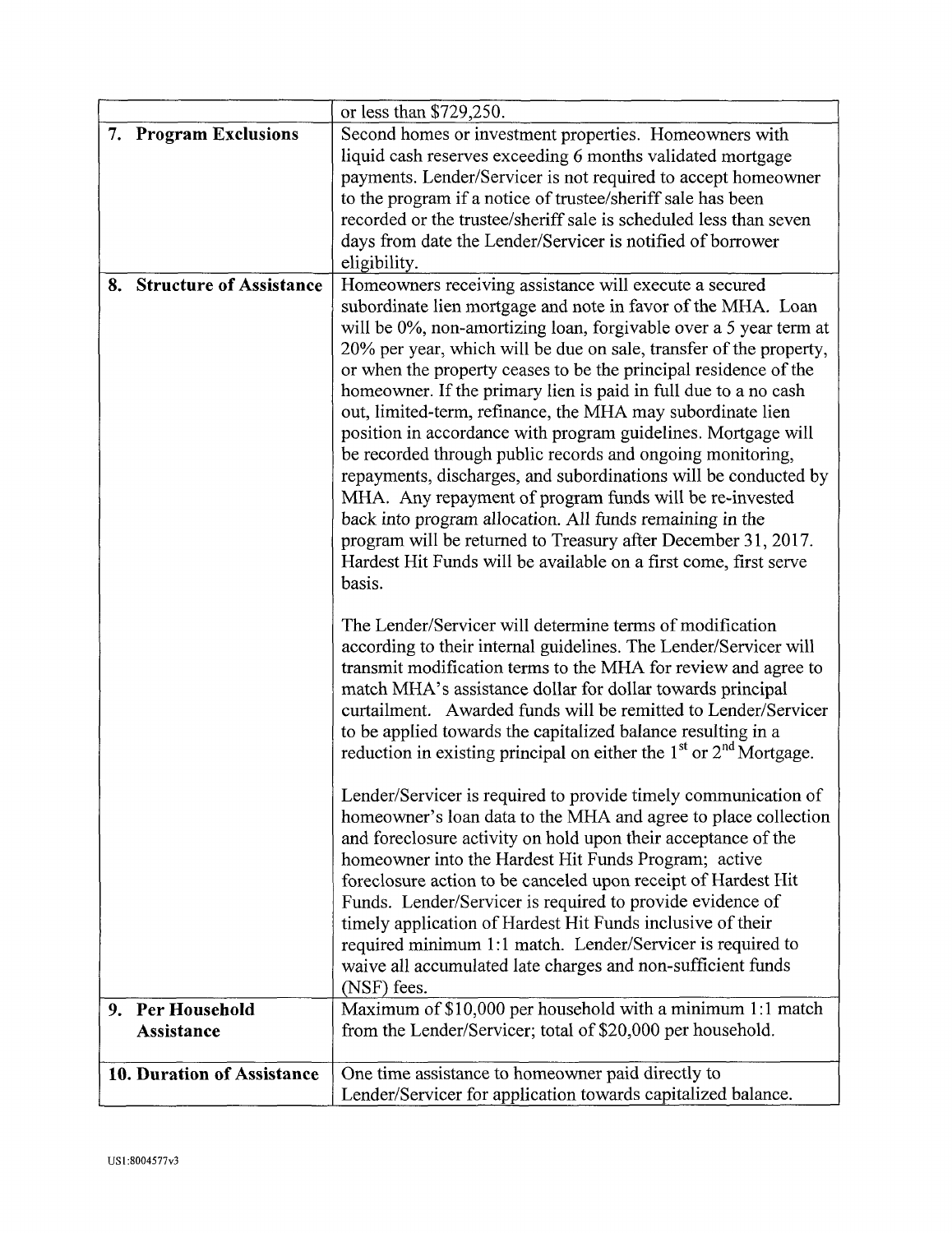| | |
|---|---|
| | or less than $729,250. |
| **7. Program Exclusions** | Second homes or investment properties. Homeowners with liquid cash reserves exceeding 6 months validated mortgage payments. Lender/Servicer is not required to accept homeowner to the program if a notice of trustee/sheriff sale has been recorded or the trustee/sheriff sale is scheduled less than seven days from date the Lender/Servicer is notified of borrower eligibility. |
| **8. Structure of Assistance** | Homeowners receiving assistance will execute a secured subordinate lien mortgage and note in favor of the MHA. Loan will be 0%, non-amortizing loan, forgivable over a 5 year term at 20% per year, which will be due on sale, transfer of the property, or when the property ceases to be the principal residence of the homeowner. If the primary lien is paid in full due to a no cash out, limited-term, refinance, the MHA may subordinate lien position in accordance with program guidelines. Mortgage will be recorded through public records and ongoing monitoring, repayments, discharges, and subordinations will be conducted by MHA. Any repayment of program funds will be re-invested back into program allocation. All funds remaining in the program will be returned to Treasury after December 31, 2017. Hardest Hit Funds will be available on a first come, first serve basis.<br><br>The Lender/Servicer will determine terms of modification according to their internal guidelines. The Lender/Servicer will transmit modification terms to the MHA for review and agree to match MHA's assistance dollar for dollar towards principal curtailment. Awarded funds will be remitted to Lender/Servicer to be applied towards the capitalized balance resulting in a reduction in existing principal on either the 1st or 2nd Mortgage.<br><br>Lender/Servicer is required to provide timely communication of homeowner's loan data to the MHA and agree to place collection and foreclosure activity on hold upon their acceptance of the homeowner into the Hardest Hit Funds Program; active foreclosure action to be canceled upon receipt of Hardest Hit Funds. Lender/Servicer is required to provide evidence of timely application of Hardest Hit Funds inclusive of their required minimum 1:1 match. Lender/Servicer is required to waive all accumulated late charges and non-sufficient funds (NSF) fees. |
| **9. Per Household Assistance** | Maximum of $10,000 per household with a minimum 1:1 match from the Lender/Servicer; total of $20,000 per household. |
| **10. Duration of Assistance** | One time assistance to homeowner paid directly to Lender/Servicer for application towards capitalized balance. |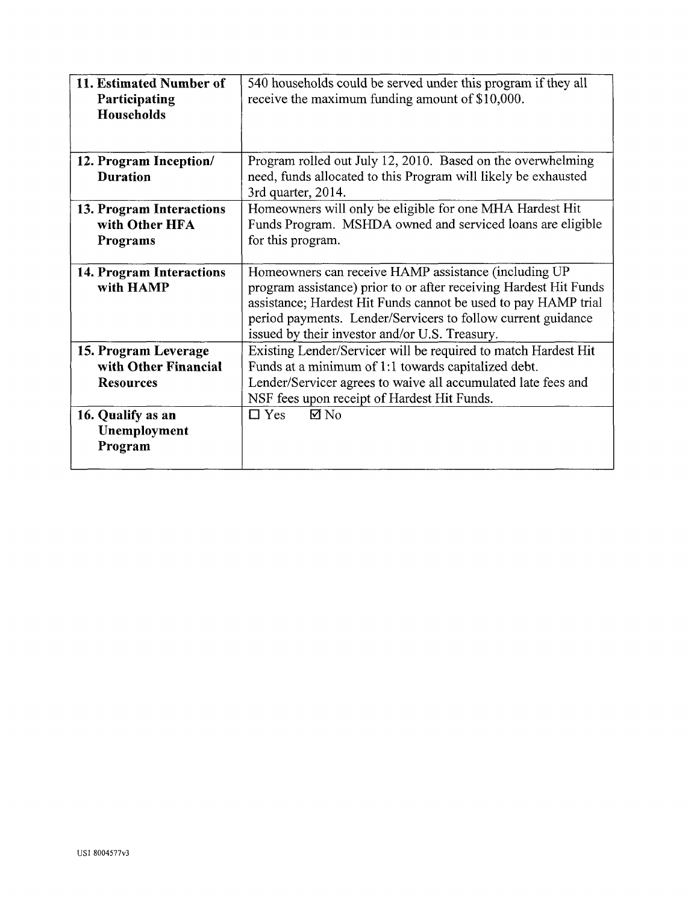| | |
|---|---|
| **11. Estimated Number of Participating Households** | 540 households could be served under this program if they all receive the maximum funding amount of $10,000. |
| **12. Program Inception/ Duration** | Program rolled out July 12, 2010. Based on the overwhelming need, funds allocated to this Program will likely be exhausted 3rd quarter, 2014. |
| **13. Program Interactions with Other HFA Programs** | Homeowners will only be eligible for one MHA Hardest Hit Funds Program. MSHDA owned and serviced loans are eligible for this program. |
| **14. Program Interactions with HAMP** | Homeowners can receive HAMP assistance (including UP program assistance) prior to or after receiving Hardest Hit Funds assistance; Hardest Hit Funds cannot be used to pay HAMP trial period payments. Lender/Servicers to follow current guidance issued by their investor and/or U.S. Treasury. |
| **15. Program Leverage with Other Financial Resources** | Existing Lender/Servicer will be required to match Hardest Hit Funds at a minimum of 1:1 towards capitalized debt. Lender/Servicer agrees to waive all accumulated late fees and NSF fees upon receipt of Hardest Hit Funds. |
| **16. Qualify as an Unemployment Program** | ☐ Yes ☑ No |

US1 8004577v3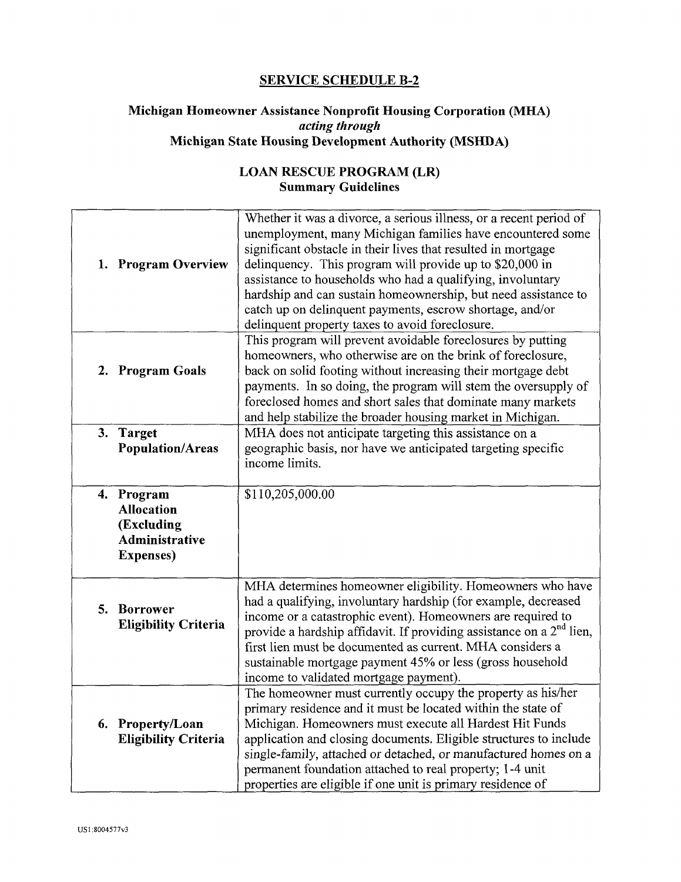## SERVICE SCHEDULE B-2

### Michigan Homeowner Assistance Nonprofit Housing Corporation (MHA)
*acting through*
### Michigan State Housing Development Authority (MSHDA)

### LOAN RESCUE PROGRAM (LR)
**Summary Guidelines**

| | |
|---|---|
| **1. Program Overview** | Whether it was a divorce, a serious illness, or a recent period of unemployment, many Michigan families have encountered some significant obstacle in their lives that resulted in mortgage delinquency. This program will provide up to $20,000 in assistance to households who had a qualifying, involuntary hardship and can sustain homeownership, but need assistance to catch up on delinquent payments, escrow shortage, and/or delinquent property taxes to avoid foreclosure. |
| **2. Program Goals** | This program will prevent avoidable foreclosures by putting homeowners, who otherwise are on the brink of foreclosure, back on solid footing without increasing their mortgage debt payments. In so doing, the program will stem the oversupply of foreclosed homes and short sales that dominate many markets and help stabilize the broader housing market in Michigan. |
| **3. Target Population/Areas** | MHA does not anticipate targeting this assistance on a geographic basis, nor have we anticipated targeting specific income limits. |
| **4. Program Allocation (Excluding Administrative Expenses)** | $110,205,000.00 |
| **5. Borrower Eligibility Criteria** | MHA determines homeowner eligibility. Homeowners who have had a qualifying, involuntary hardship (for example, decreased income or a catastrophic event). Homeowners are required to provide a hardship affidavit. If providing assistance on a 2nd lien, first lien must be documented as current. MHA considers a sustainable mortgage payment 45% or less (gross household income to validated mortgage payment). |
| **6. Property/Loan Eligibility Criteria** | The homeowner must currently occupy the property as his/her primary residence and it must be located within the state of Michigan. Homeowners must execute all Hardest Hit Funds application and closing documents. Eligible structures to include single-family, attached or detached, or manufactured homes on a permanent foundation attached to real property; 1-4 unit properties are eligible if one unit is primary residence of |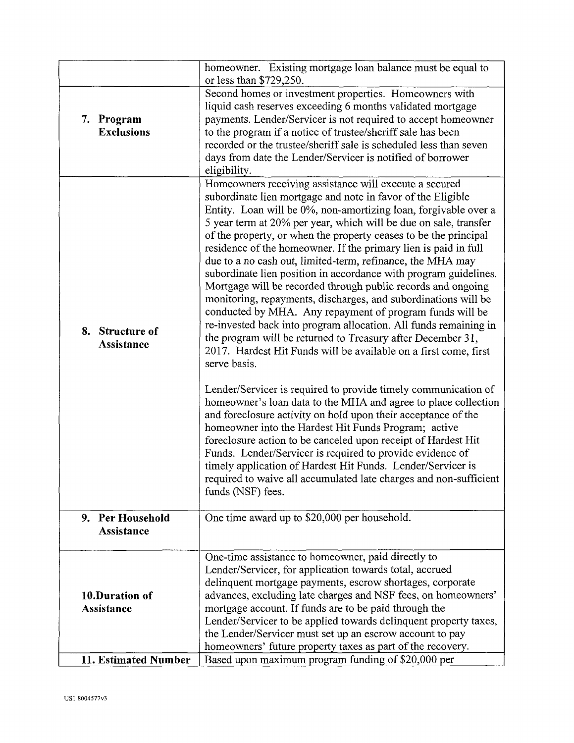| | |
|---|---|
| | homeowner. Existing mortgage loan balance must be equal to or less than $729,250. |
| 7. Program Exclusions | Second homes or investment properties. Homeowners with liquid cash reserves exceeding 6 months validated mortgage payments. Lender/Servicer is not required to accept homeowner to the program if a notice of trustee/sheriff sale has been recorded or the trustee/sheriff sale is scheduled less than seven days from date the Lender/Servicer is notified of borrower eligibility. |
| 8. Structure of Assistance | Homeowners receiving assistance will execute a secured subordinate lien mortgage and note in favor of the Eligible Entity. Loan will be 0%, non-amortizing loan, forgivable over a 5 year term at 20% per year, which will be due on sale, transfer of the property, or when the property ceases to be the principal residence of the homeowner. If the primary lien is paid in full due to a no cash out, limited-term, refinance, the MHA may subordinate lien position in accordance with program guidelines. Mortgage will be recorded through public records and ongoing monitoring, repayments, discharges, and subordinations will be conducted by MHA. Any repayment of program funds will be re-invested back into program allocation. All funds remaining in the program will be returned to Treasury after December 31, 2017. Hardest Hit Funds will be available on a first come, first serve basis.<br><br>Lender/Servicer is required to provide timely communication of homeowner's loan data to the MHA and agree to place collection and foreclosure activity on hold upon their acceptance of the homeowner into the Hardest Hit Funds Program; active foreclosure action to be canceled upon receipt of Hardest Hit Funds. Lender/Servicer is required to provide evidence of timely application of Hardest Hit Funds. Lender/Servicer is required to waive all accumulated late charges and non-sufficient funds (NSF) fees. |
| 9. Per Household Assistance | One time award up to $20,000 per household. |
| 10. Duration of Assistance | One-time assistance to homeowner, paid directly to Lender/Servicer, for application towards total, accrued delinquent mortgage payments, escrow shortages, corporate advances, excluding late charges and NSF fees, on homeowners' mortgage account. If funds are to be paid through the Lender/Servicer to be applied towards delinquent property taxes, the Lender/Servicer must set up an escrow account to pay homeowners' future property taxes as part of the recovery. |
| 11. Estimated Number | Based upon maximum program funding of $20,000 per |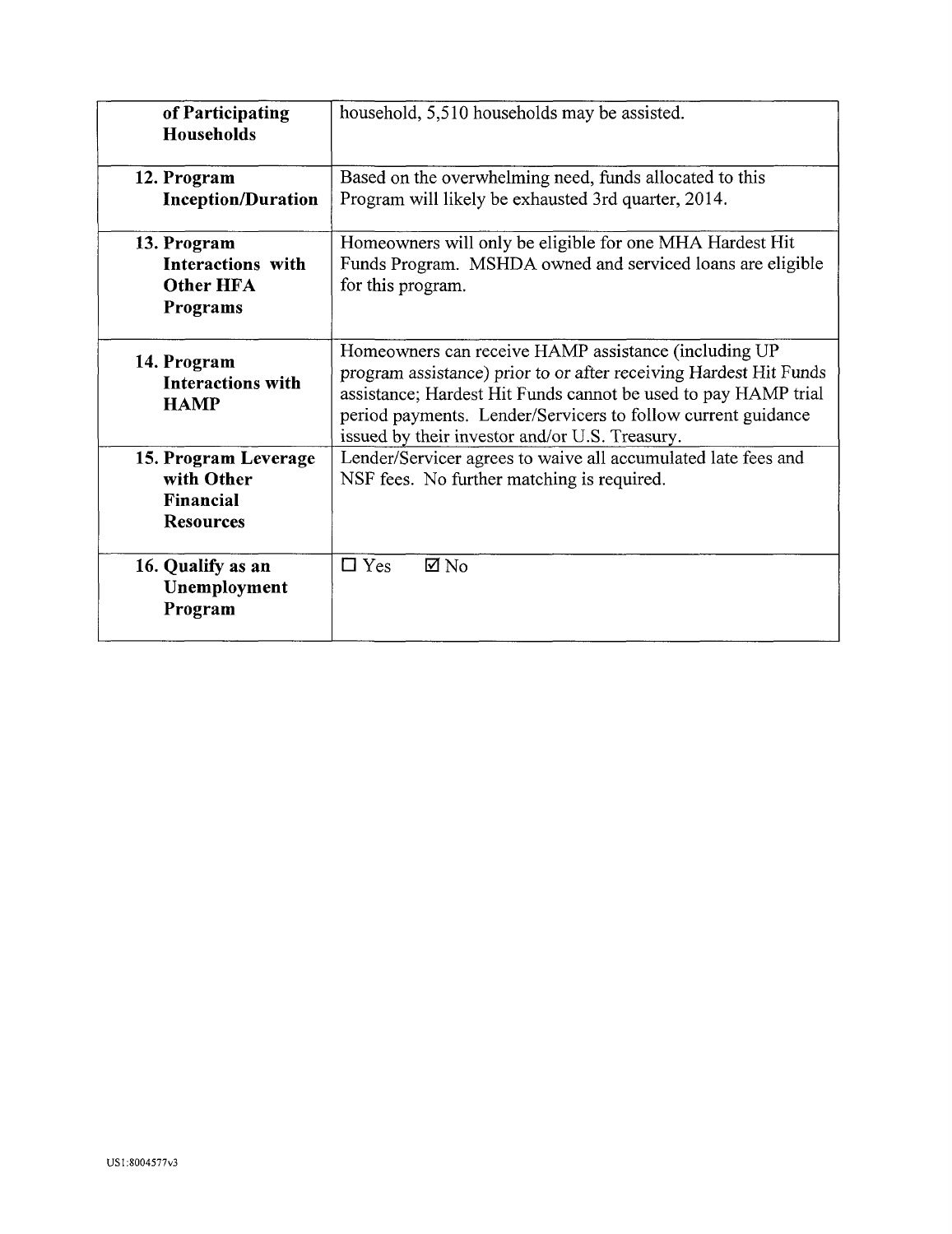| | |
|---|---|
| **of Participating Households** | household, 5,510 households may be assisted. |
| **12. Program Inception/Duration** | Based on the overwhelming need, funds allocated to this Program will likely be exhausted 3rd quarter, 2014. |
| **13. Program Interactions with Other HFA Programs** | Homeowners will only be eligible for one MHA Hardest Hit Funds Program. MSHDA owned and serviced loans are eligible for this program. |
| **14. Program Interactions with HAMP** | Homeowners can receive HAMP assistance (including UP program assistance) prior to or after receiving Hardest Hit Funds assistance; Hardest Hit Funds cannot be used to pay HAMP trial period payments. Lender/Servicers to follow current guidance issued by their investor and/or U.S. Treasury. |
| **15. Program Leverage with Other Financial Resources** | Lender/Servicer agrees to waive all accumulated late fees and NSF fees. No further matching is required. |
| **16. Qualify as an Unemployment Program** | ☐ Yes ☑ No |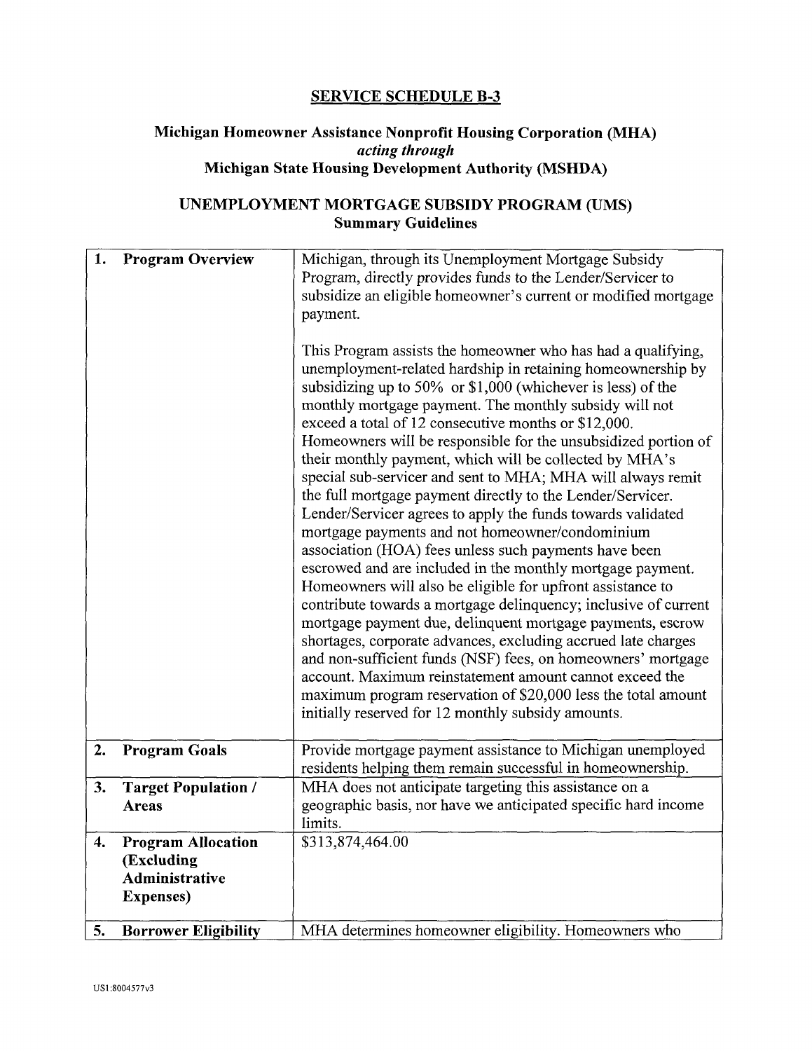**SERVICE SCHEDULE B-3**

**Michigan Homeowner Assistance Nonprofit Housing Corporation (MHA)**
***acting through***
**Michigan State Housing Development Authority (MSHDA)**

**UNEMPLOYMENT MORTGAGE SUBSIDY PROGRAM (UMS)**
**Summary Guidelines**

| | |
|---|---|
| **1. Program Overview** | Michigan, through its Unemployment Mortgage Subsidy Program, directly provides funds to the Lender/Servicer to subsidize an eligible homeowner's current or modified mortgage payment.<br><br>This Program assists the homeowner who has had a qualifying, unemployment-related hardship in retaining homeownership by subsidizing up to 50% or $1,000 (whichever is less) of the monthly mortgage payment. The monthly subsidy will not exceed a total of 12 consecutive months or $12,000. Homeowners will be responsible for the unsubsidized portion of their monthly payment, which will be collected by MHA's special sub-servicer and sent to MHA; MHA will always remit the full mortgage payment directly to the Lender/Servicer. Lender/Servicer agrees to apply the funds towards validated mortgage payments and not homeowner/condominium association (HOA) fees unless such payments have been escrowed and are included in the monthly mortgage payment. Homeowners will also be eligible for upfront assistance to contribute towards a mortgage delinquency; inclusive of current mortgage payment due, delinquent mortgage payments, escrow shortages, corporate advances, excluding accrued late charges and non-sufficient funds (NSF) fees, on homeowners' mortgage account. Maximum reinstatement amount cannot exceed the maximum program reservation of $20,000 less the total amount initially reserved for 12 monthly subsidy amounts. |
| **2. Program Goals** | Provide mortgage payment assistance to Michigan unemployed residents helping them remain successful in homeownership. |
| **3. Target Population / Areas** | MHA does not anticipate targeting this assistance on a geographic basis, nor have we anticipated specific hard income limits. |
| **4. Program Allocation (Excluding Administrative Expenses)** | $313,874,464.00 |
| **5. Borrower Eligibility** | MHA determines homeowner eligibility. Homeowners who |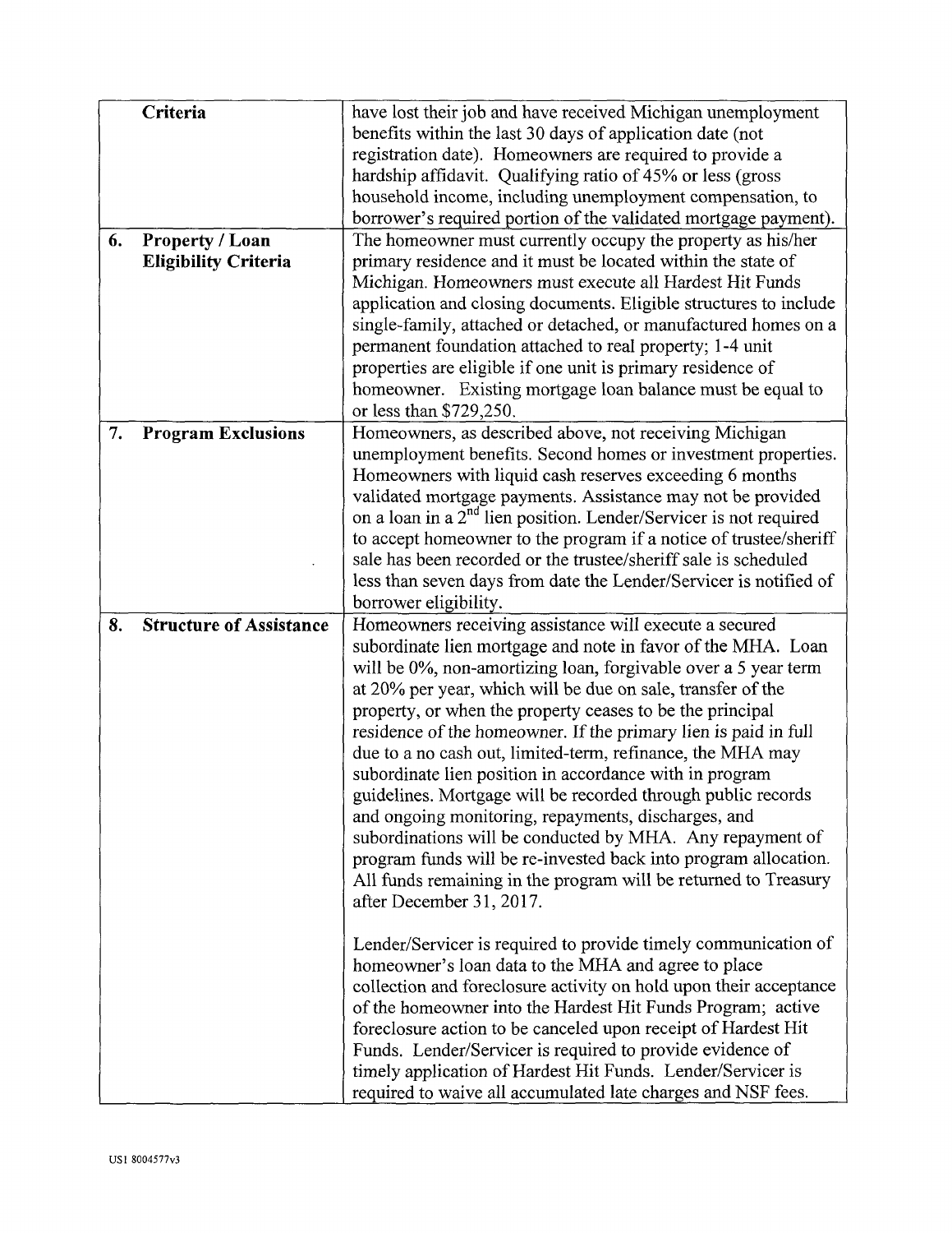| | |
|---|---|
| **Criteria** | have lost their job and have received Michigan unemployment benefits within the last 30 days of application date (not registration date). Homeowners are required to provide a hardship affidavit. Qualifying ratio of 45% or less (gross household income, including unemployment compensation, to borrower's required portion of the validated mortgage payment). |
| **6. Property / Loan Eligibility Criteria** | The homeowner must currently occupy the property as his/her primary residence and it must be located within the state of Michigan. Homeowners must execute all Hardest Hit Funds application and closing documents. Eligible structures to include single-family, attached or detached, or manufactured homes on a permanent foundation attached to real property; 1-4 unit properties are eligible if one unit is primary residence of homeowner. Existing mortgage loan balance must be equal to or less than $729,250. |
| **7. Program Exclusions** | Homeowners, as described above, not receiving Michigan unemployment benefits. Second homes or investment properties. Homeowners with liquid cash reserves exceeding 6 months validated mortgage payments. Assistance may not be provided on a loan in a 2nd lien position. Lender/Servicer is not required to accept homeowner to the program if a notice of trustee/sheriff sale has been recorded or the trustee/sheriff sale is scheduled less than seven days from date the Lender/Servicer is notified of borrower eligibility. |
| **8. Structure of Assistance** | Homeowners receiving assistance will execute a secured subordinate lien mortgage and note in favor of the MHA. Loan will be 0%, non-amortizing loan, forgivable over a 5 year term at 20% per year, which will be due on sale, transfer of the property, or when the property ceases to be the principal residence of the homeowner. If the primary lien is paid in full due to a no cash out, limited-term, refinance, the MHA may subordinate lien position in accordance with in program guidelines. Mortgage will be recorded through public records and ongoing monitoring, repayments, discharges, and subordinations will be conducted by MHA. Any repayment of program funds will be re-invested back into program allocation. All funds remaining in the program will be returned to Treasury after December 31, 2017.<br><br>Lender/Servicer is required to provide timely communication of homeowner's loan data to the MHA and agree to place collection and foreclosure activity on hold upon their acceptance of the homeowner into the Hardest Hit Funds Program; active foreclosure action to be canceled upon receipt of Hardest Hit Funds. Lender/Servicer is required to provide evidence of timely application of Hardest Hit Funds. Lender/Servicer is required to waive all accumulated late charges and NSF fees. |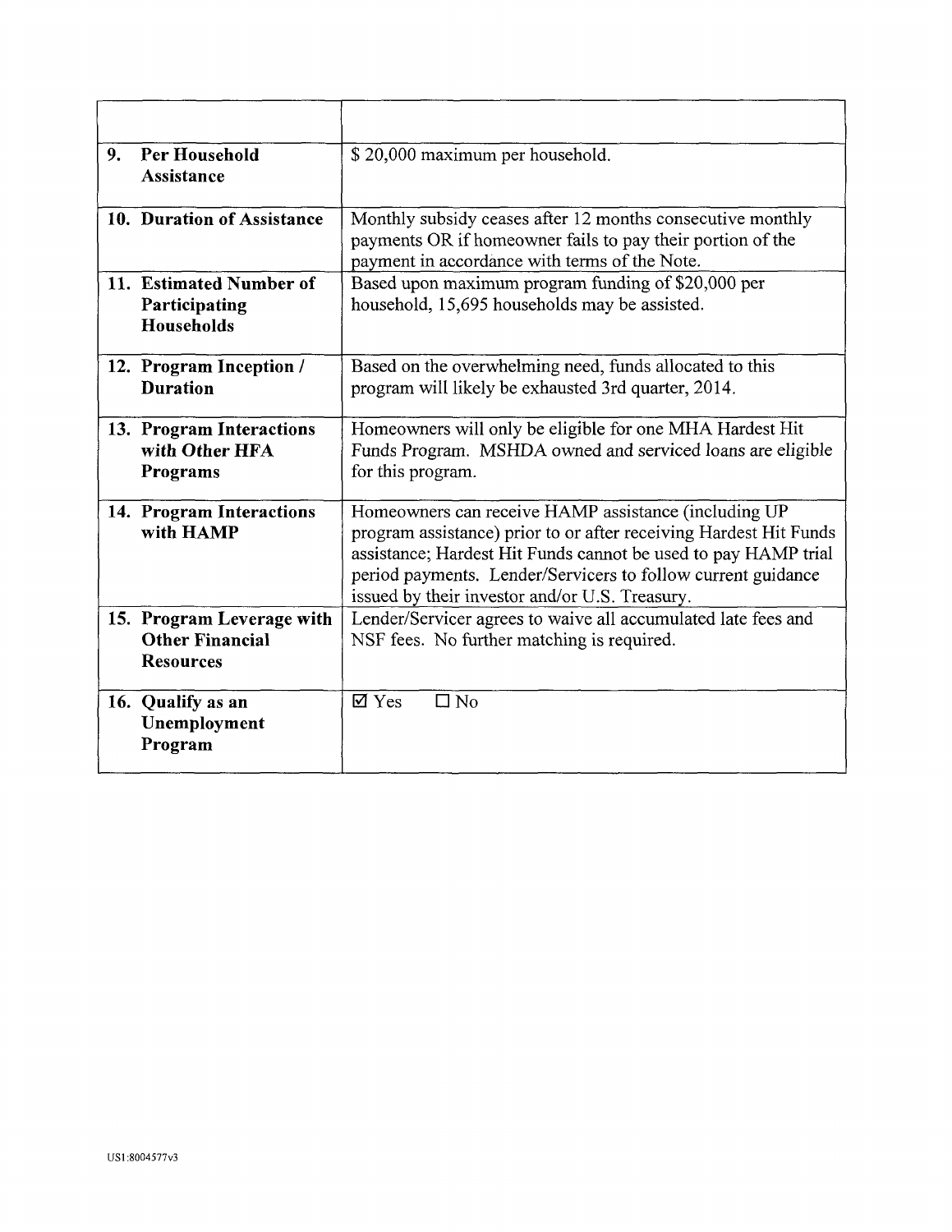| | |
|---|---|
| **9. Per Household Assistance** | $ 20,000 maximum per household. |
| **10. Duration of Assistance** | Monthly subsidy ceases after 12 months consecutive monthly payments OR if homeowner fails to pay their portion of the payment in accordance with terms of the Note. |
| **11. Estimated Number of Participating Households** | Based upon maximum program funding of $20,000 per household, 15,695 households may be assisted. |
| **12. Program Inception / Duration** | Based on the overwhelming need, funds allocated to this program will likely be exhausted 3rd quarter, 2014. |
| **13. Program Interactions with Other HFA Programs** | Homeowners will only be eligible for one MHA Hardest Hit Funds Program. MSHDA owned and serviced loans are eligible for this program. |
| **14. Program Interactions with HAMP** | Homeowners can receive HAMP assistance (including UP program assistance) prior to or after receiving Hardest Hit Funds assistance; Hardest Hit Funds cannot be used to pay HAMP trial period payments. Lender/Servicers to follow current guidance issued by their investor and/or U.S. Treasury. |
| **15. Program Leverage with Other Financial Resources** | Lender/Servicer agrees to waive all accumulated late fees and NSF fees. No further matching is required. |
| **16. Qualify as an Unemployment Program** | ☑ Yes ☐ No |

US1:8004577v3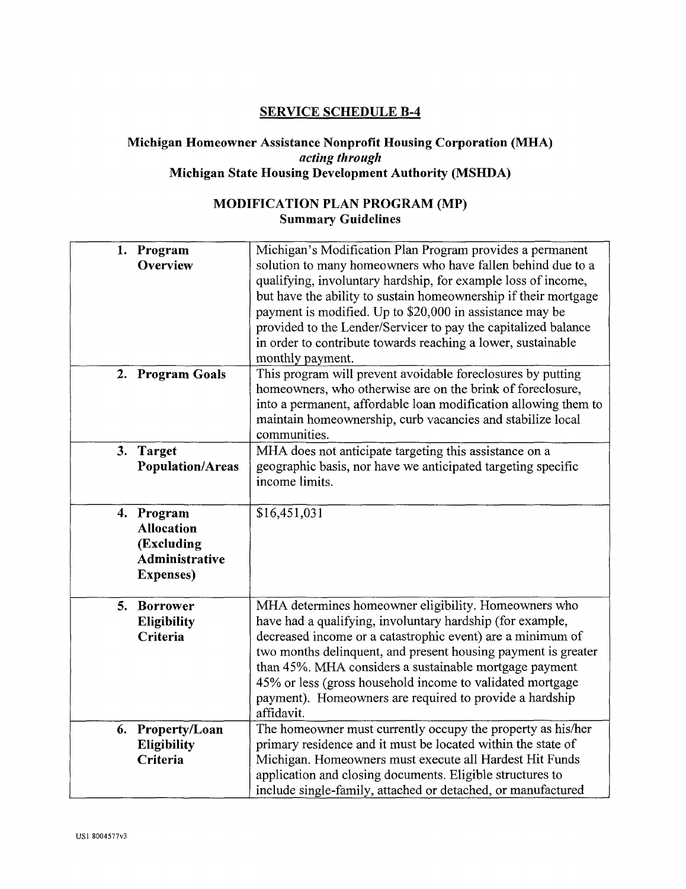## SERVICE SCHEDULE B-4

**Michigan Homeowner Assistance Nonprofit Housing Corporation (MHA)**
***acting through***
**Michigan State Housing Development Authority (MSHDA)**

**MODIFICATION PLAN PROGRAM (MP)**
**Summary Guidelines**

| | |
|---|---|
| **1. Program Overview** | Michigan's Modification Plan Program provides a permanent solution to many homeowners who have fallen behind due to a qualifying, involuntary hardship, for example loss of income, but have the ability to sustain homeownership if their mortgage payment is modified. Up to $20,000 in assistance may be provided to the Lender/Servicer to pay the capitalized balance in order to contribute towards reaching a lower, sustainable monthly payment. |
| **2. Program Goals** | This program will prevent avoidable foreclosures by putting homeowners, who otherwise are on the brink of foreclosure, into a permanent, affordable loan modification allowing them to maintain homeownership, curb vacancies and stabilize local communities. |
| **3. Target Population/Areas** | MHA does not anticipate targeting this assistance on a geographic basis, nor have we anticipated targeting specific income limits. |
| **4. Program Allocation (Excluding Administrative Expenses)** | $16,451,031 |
| **5. Borrower Eligibility Criteria** | MHA determines homeowner eligibility. Homeowners who have had a qualifying, involuntary hardship (for example, decreased income or a catastrophic event) are a minimum of two months delinquent, and present housing payment is greater than 45%. MHA considers a sustainable mortgage payment 45% or less (gross household income to validated mortgage payment). Homeowners are required to provide a hardship affidavit. |
| **6. Property/Loan Eligibility Criteria** | The homeowner must currently occupy the property as his/her primary residence and it must be located within the state of Michigan. Homeowners must execute all Hardest Hit Funds application and closing documents. Eligible structures to include single-family, attached or detached, or manufactured |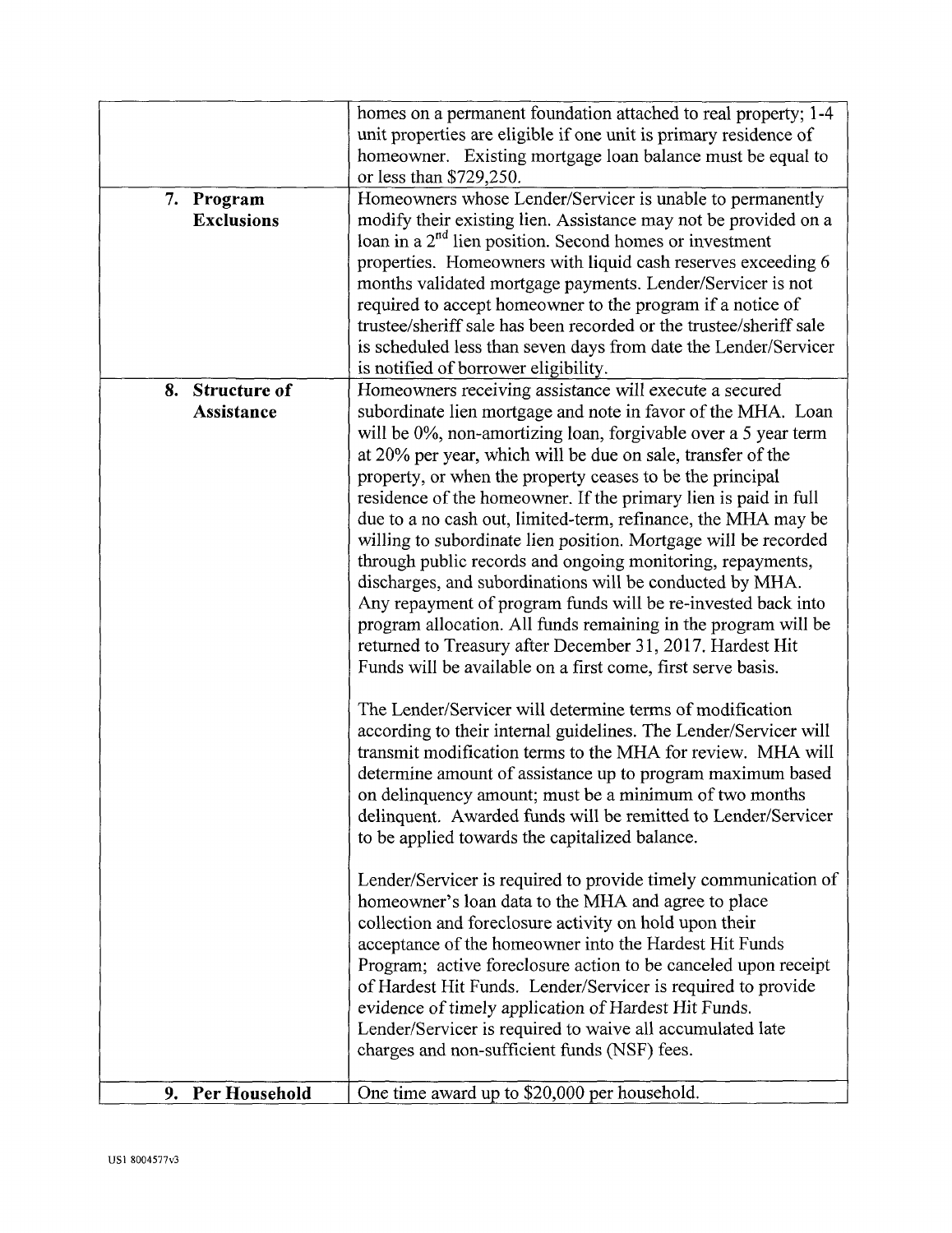| | |
|---|---|
| | homes on a permanent foundation attached to real property; 1-4 unit properties are eligible if one unit is primary residence of homeowner. Existing mortgage loan balance must be equal to or less than $729,250. |
| **7. Program Exclusions** | Homeowners whose Lender/Servicer is unable to permanently modify their existing lien. Assistance may not be provided on a loan in a 2nd lien position. Second homes or investment properties. Homeowners with liquid cash reserves exceeding 6 months validated mortgage payments. Lender/Servicer is not required to accept homeowner to the program if a notice of trustee/sheriff sale has been recorded or the trustee/sheriff sale is scheduled less than seven days from date the Lender/Servicer is notified of borrower eligibility. |
| **8. Structure of Assistance** | Homeowners receiving assistance will execute a secured subordinate lien mortgage and note in favor of the MHA. Loan will be 0%, non-amortizing loan, forgivable over a 5 year term at 20% per year, which will be due on sale, transfer of the property, or when the property ceases to be the principal residence of the homeowner. If the primary lien is paid in full due to a no cash out, limited-term, refinance, the MHA may be willing to subordinate lien position. Mortgage will be recorded through public records and ongoing monitoring, repayments, discharges, and subordinations will be conducted by MHA. Any repayment of program funds will be re-invested back into program allocation. All funds remaining in the program will be returned to Treasury after December 31, 2017. Hardest Hit Funds will be available on a first come, first serve basis.<br><br>The Lender/Servicer will determine terms of modification according to their internal guidelines. The Lender/Servicer will transmit modification terms to the MHA for review. MHA will determine amount of assistance up to program maximum based on delinquency amount; must be a minimum of two months delinquent. Awarded funds will be remitted to Lender/Servicer to be applied towards the capitalized balance.<br><br>Lender/Servicer is required to provide timely communication of homeowner's loan data to the MHA and agree to place collection and foreclosure activity on hold upon their acceptance of the homeowner into the Hardest Hit Funds Program; active foreclosure action to be canceled upon receipt of Hardest Hit Funds. Lender/Servicer is required to provide evidence of timely application of Hardest Hit Funds. Lender/Servicer is required to waive all accumulated late charges and non-sufficient funds (NSF) fees. |
| **9. Per Household** | One time award up to $20,000 per household. |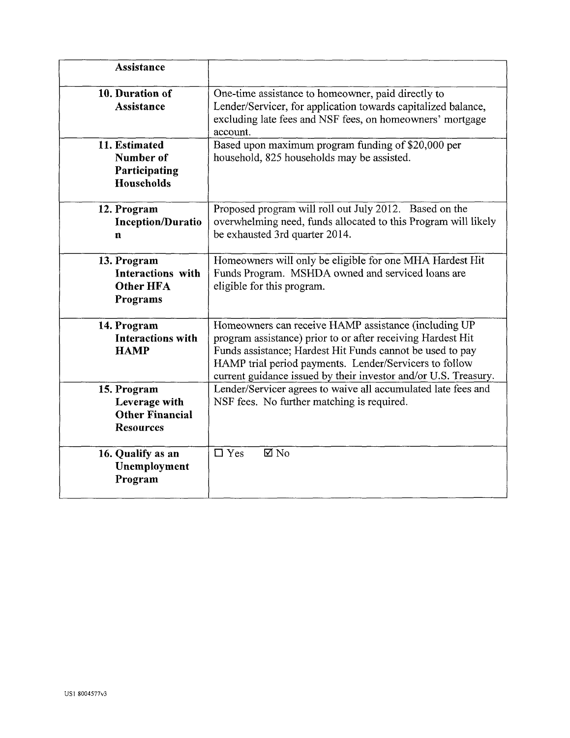| | |
|---|---|
| **Assistance** | |
| **10. Duration of Assistance** | One-time assistance to homeowner, paid directly to Lender/Servicer, for application towards capitalized balance, excluding late fees and NSF fees, on homeowners' mortgage account. |
| **11. Estimated Number of Participating Households** | Based upon maximum program funding of $20,000 per household, 825 households may be assisted. |
| **12. Program Inception/Duration** | Proposed program will roll out July 2012. Based on the overwhelming need, funds allocated to this Program will likely be exhausted 3rd quarter 2014. |
| **13. Program Interactions with Other HFA Programs** | Homeowners will only be eligible for one MHA Hardest Hit Funds Program. MSHDA owned and serviced loans are eligible for this program. |
| **14. Program Interactions with HAMP** | Homeowners can receive HAMP assistance (including UP program assistance) prior to or after receiving Hardest Hit Funds assistance; Hardest Hit Funds cannot be used to pay HAMP trial period payments. Lender/Servicers to follow current guidance issued by their investor and/or U.S. Treasury. |
| **15. Program Leverage with Other Financial Resources** | Lender/Servicer agrees to waive all accumulated late fees and NSF fees. No further matching is required. |
| **16. Qualify as an Unemployment Program** | ☐ Yes ☑ No |

US1 8004577v3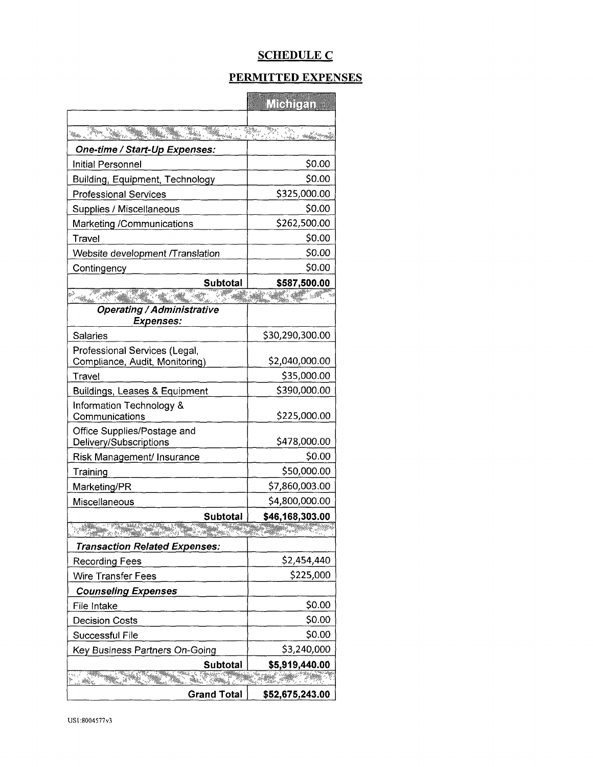## SCHEDULE C

## PERMITTED EXPENSES

| | Michigan |
|---|---|
| | |
| | |
| ***One-time / Start-Up Expenses:*** | |
| Initial Personnel | $0.00 |
| Building, Equipment, Technology | $0.00 |
| Professional Services | $325,000.00 |
| Supplies / Miscellaneous | $0.00 |
| Marketing /Communications | $262,500.00 |
| Travel | $0.00 |
| Website development /Translation | $0.00 |
| Contingency | $0.00 |
| **Subtotal** | **$587,500.00** |
| | |
| ***Operating / Administrative Expenses:*** | |
| Salaries | $30,290,300.00 |
| Professional Services (Legal, Compliance, Audit, Monitoring) | $2,040,000.00 |
| Travel | $35,000.00 |
| Buildings, Leases & Equipment | $390,000.00 |
| Information Technology & Communications | $225,000.00 |
| Office Supplies/Postage and Delivery/Subscriptions | $478,000.00 |
| Risk Management/ Insurance | $0.00 |
| Training | $50,000.00 |
| Marketing/PR | $7,860,003.00 |
| Miscellaneous | $4,800,000.00 |
| **Subtotal** | **$46,168,303.00** |
| | |
| ***Transaction Related Expenses:*** | |
| Recording Fees | $2,454,440 |
| Wire Transfer Fees | $225,000 |
| ***Counseling Expenses*** | |
| File Intake | $0.00 |
| Decision Costs | $0.00 |
| Successful File | $0.00 |
| Key Business Partners On-Going | $3,240,000 |
| **Subtotal** | **$5,919,440.00** |
| | |
| **Grand Total** | **$52,675,243.00** |

US1:8004577v3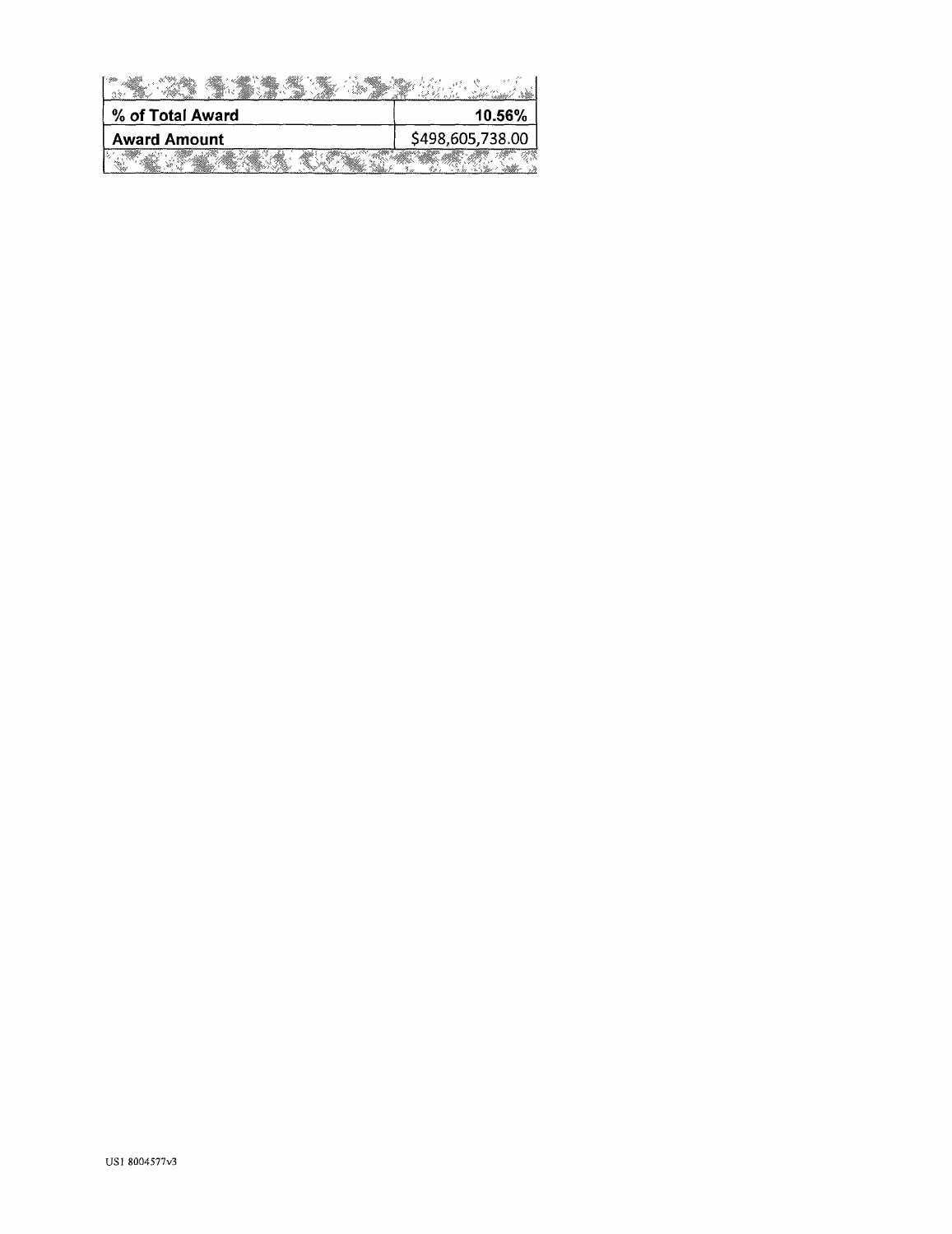| | |
|---|---|
| % of Total Award | 10.56% |
| Award Amount | $498,605,738.00 |